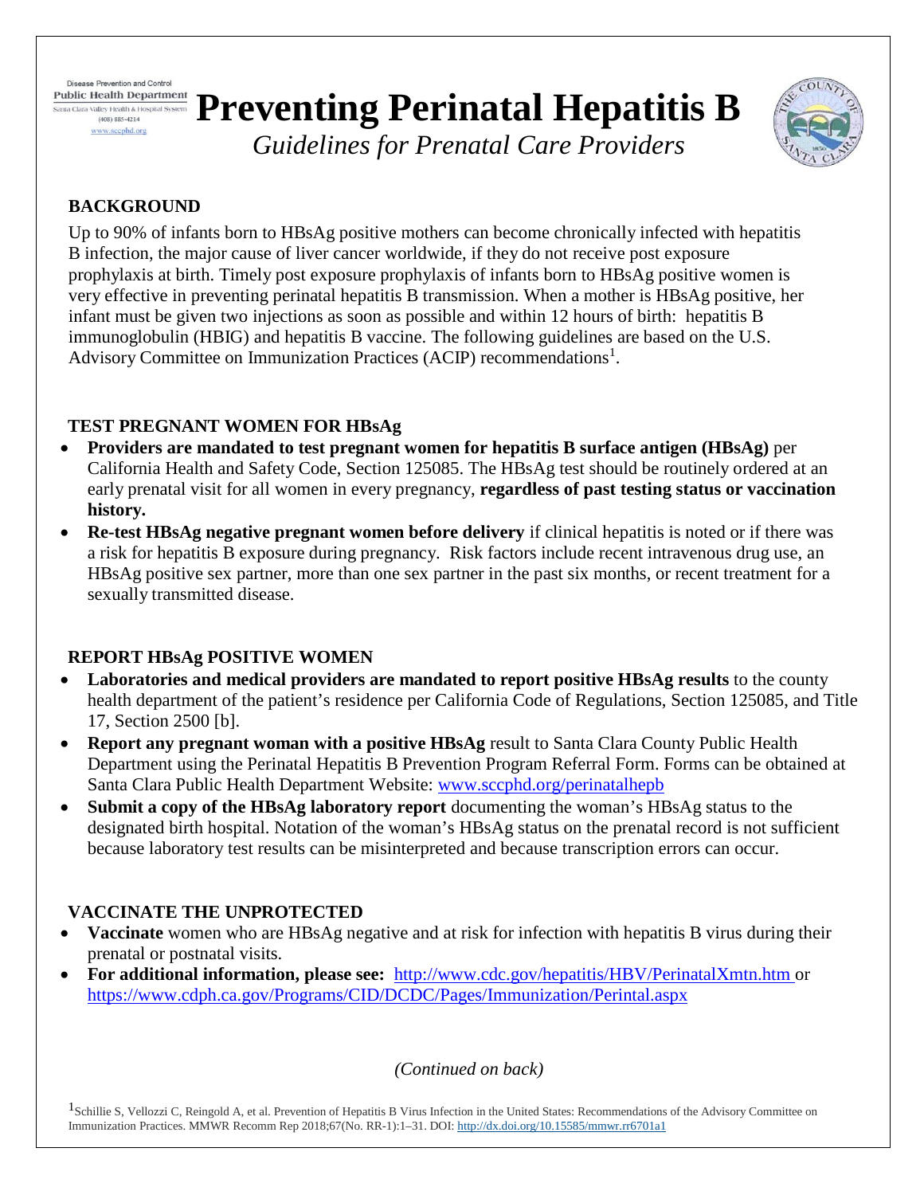Disease Prevention and Control
**Public Health Department**
Santa Clara Valley Health & Hospital System
(408) 885-4214
www.sccphd.org

# Preventing Perinatal Hepatitis B

*Guidelines for Prenatal Care Providers*

## BACKGROUND

Up to 90% of infants born to HBsAg positive mothers can become chronically infected with hepatitis B infection, the major cause of liver cancer worldwide, if they do not receive post exposure prophylaxis at birth. Timely post exposure prophylaxis of infants born to HBsAg positive women is very effective in preventing perinatal hepatitis B transmission. When a mother is HBsAg positive, her infant must be given two injections as soon as possible and within 12 hours of birth: hepatitis B immunoglobulin (HBIG) and hepatitis B vaccine. The following guidelines are based on the U.S. Advisory Committee on Immunization Practices (ACIP) recommendations[1].

## TEST PREGNANT WOMEN FOR HBsAg

- **Providers are mandated to test pregnant women for hepatitis B surface antigen (HBsAg)** per California Health and Safety Code, Section 125085. The HBsAg test should be routinely ordered at an early prenatal visit for all women in every pregnancy, **regardless of past testing status or vaccination history.**
- **Re-test HBsAg negative pregnant women before delivery** if clinical hepatitis is noted or if there was a risk for hepatitis B exposure during pregnancy. Risk factors include recent intravenous drug use, an HBsAg positive sex partner, more than one sex partner in the past six months, or recent treatment for a sexually transmitted disease.

## REPORT HBsAg POSITIVE WOMEN

- **Laboratories and medical providers are mandated to report positive HBsAg results** to the county health department of the patient's residence per California Code of Regulations, Section 125085, and Title 17, Section 2500 [b].
- **Report any pregnant woman with a positive HBsAg** result to Santa Clara County Public Health Department using the Perinatal Hepatitis B Prevention Program Referral Form. Forms can be obtained at Santa Clara Public Health Department Website: [www.sccphd.org/perinatalhepb](www.sccphd.org/perinatalhepb)
- **Submit a copy of the HBsAg laboratory report** documenting the woman's HBsAg status to the designated birth hospital. Notation of the woman's HBsAg status on the prenatal record is not sufficient because laboratory test results can be misinterpreted and because transcription errors can occur.

## VACCINATE THE UNPROTECTED

- **Vaccinate** women who are HBsAg negative and at risk for infection with hepatitis B virus during their prenatal or postnatal visits.
- **For additional information, please see:** [http://www.cdc.gov/hepatitis/HBV/PerinatalXmtn.htm](http://www.cdc.gov/hepatitis/HBV/PerinatalXmtn.htm) or [https://www.cdph.ca.gov/Programs/CID/DCDC/Pages/Immunization/Perintal.aspx](https://www.cdph.ca.gov/Programs/CID/DCDC/Pages/Immunization/Perintal.aspx)

*(Continued on back)*

[1]Schillie S, Vellozzi C, Reingold A, et al. Prevention of Hepatitis B Virus Infection in the United States: Recommendations of the Advisory Committee on Immunization Practices. MMWR Recomm Rep 2018;67(No. RR-1):1–31. DOI: [http://dx.doi.org/10.15585/mmwr.rr6701a1](http://dx.doi.org/10.15585/mmwr.rr6701a1)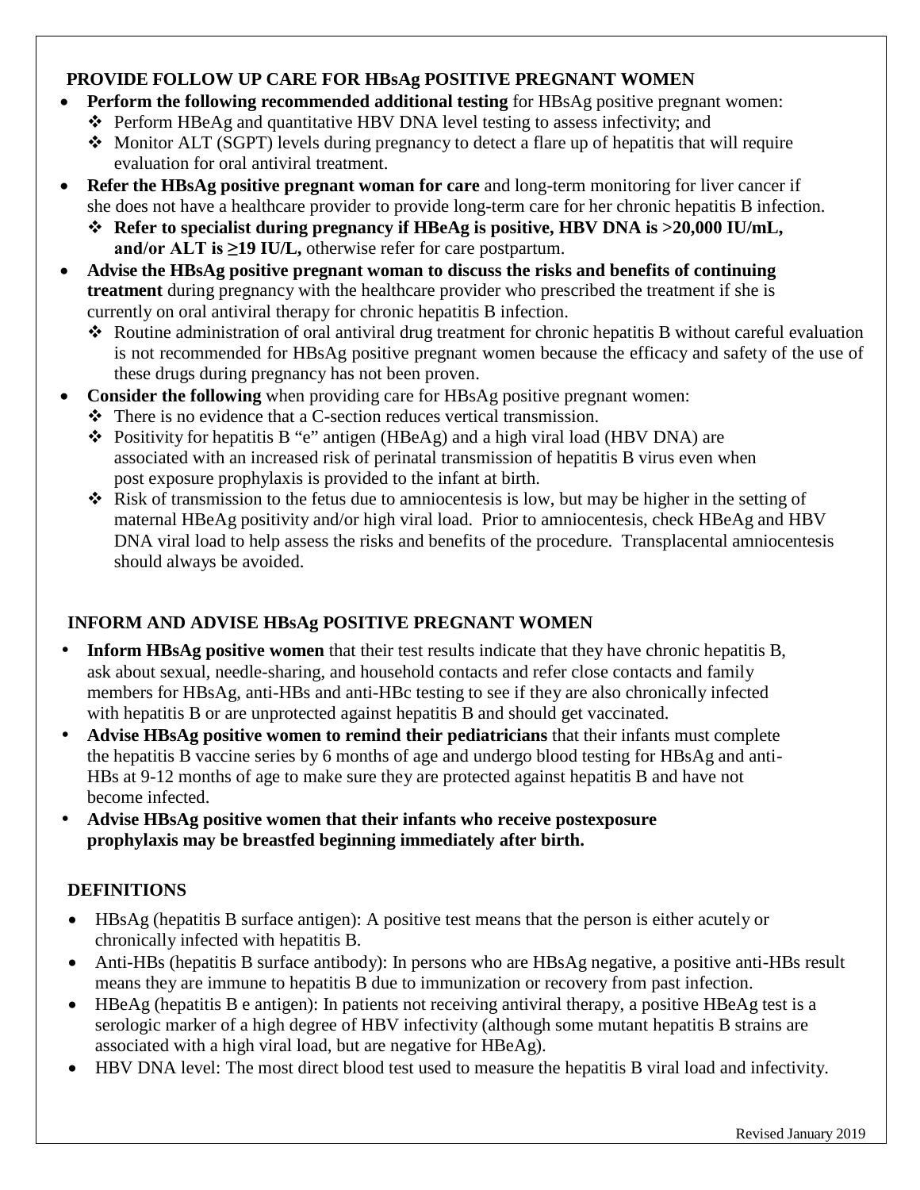## PROVIDE FOLLOW UP CARE FOR HBsAg POSITIVE PREGNANT WOMEN

- **Perform the following recommended additional testing** for HBsAg positive pregnant women:
  - Perform HBeAg and quantitative HBV DNA level testing to assess infectivity; and
  - Monitor ALT (SGPT) levels during pregnancy to detect a flare up of hepatitis that will require evaluation for oral antiviral treatment.
- **Refer the HBsAg positive pregnant woman for care** and long-term monitoring for liver cancer if she does not have a healthcare provider to provide long-term care for her chronic hepatitis B infection.
  - **Refer to specialist during pregnancy if HBeAg is positive, HBV DNA is >20,000 IU/mL, and/or ALT is ≥19 IU/L,** otherwise refer for care postpartum.
- **Advise the HBsAg positive pregnant woman to discuss the risks and benefits of continuing treatment** during pregnancy with the healthcare provider who prescribed the treatment if she is currently on oral antiviral therapy for chronic hepatitis B infection.
  - Routine administration of oral antiviral drug treatment for chronic hepatitis B without careful evaluation is not recommended for HBsAg positive pregnant women because the efficacy and safety of the use of these drugs during pregnancy has not been proven.
- **Consider the following** when providing care for HBsAg positive pregnant women:
  - There is no evidence that a C-section reduces vertical transmission.
  - Positivity for hepatitis B "e" antigen (HBeAg) and a high viral load (HBV DNA) are associated with an increased risk of perinatal transmission of hepatitis B virus even when post exposure prophylaxis is provided to the infant at birth.
  - Risk of transmission to the fetus due to amniocentesis is low, but may be higher in the setting of maternal HBeAg positivity and/or high viral load. Prior to amniocentesis, check HBeAg and HBV DNA viral load to help assess the risks and benefits of the procedure. Transplacental amniocentesis should always be avoided.

## INFORM AND ADVISE HBsAg POSITIVE PREGNANT WOMEN

- **Inform HBsAg positive women** that their test results indicate that they have chronic hepatitis B, ask about sexual, needle-sharing, and household contacts and refer close contacts and family members for HBsAg, anti-HBs and anti-HBc testing to see if they are also chronically infected with hepatitis B or are unprotected against hepatitis B and should get vaccinated.
- **Advise HBsAg positive women to remind their pediatricians** that their infants must complete the hepatitis B vaccine series by 6 months of age and undergo blood testing for HBsAg and anti-HBs at 9-12 months of age to make sure they are protected against hepatitis B and have not become infected.
- **Advise HBsAg positive women that their infants who receive postexposure prophylaxis may be breastfed beginning immediately after birth.**

## DEFINITIONS

- HBsAg (hepatitis B surface antigen): A positive test means that the person is either acutely or chronically infected with hepatitis B.
- Anti-HBs (hepatitis B surface antibody): In persons who are HBsAg negative, a positive anti-HBs result means they are immune to hepatitis B due to immunization or recovery from past infection.
- HBeAg (hepatitis B e antigen): In patients not receiving antiviral therapy, a positive HBeAg test is a serologic marker of a high degree of HBV infectivity (although some mutant hepatitis B strains are associated with a high viral load, but are negative for HBeAg).
- HBV DNA level: The most direct blood test used to measure the hepatitis B viral load and infectivity.

Revised January 2019